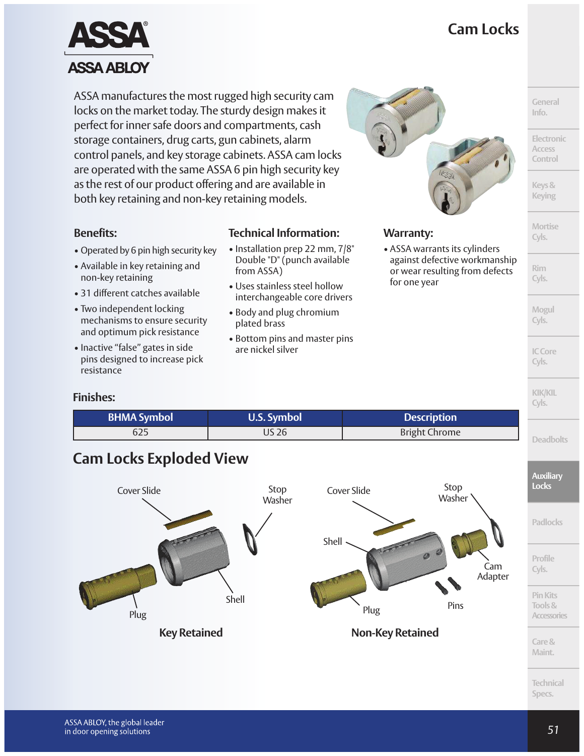# Cam Locks

ASSA manufactures the most rugged high security cam locks on the market today. The sturdy design makes it perfect for inner safe doors and compartments, cash storage containers, drug carts, gun cabinets, alarm control panels, and key storage cabinets. ASSA cam locks are operated with the same ASSA 6 pin high security key as the rest of our product offering and are available in both key retaining and non-key retaining models.

### Benefits:

- Operated by 6 pin high security key
- Available in key retaining and non-key retaining
- 31 different catches available
- Two independent locking mechanisms to ensure security and optimum pick resistance
- Inactive "false" gates in side pins designed to increase pick resistance

### Technical Information:

- Installation prep 22 mm, 7/8" Double "D" (punch available from ASSA)
- Uses stainless steel hollow interchangeable core drivers
- Body and plug chromium plated brass
- Bottom pins and master pins are nickel silver

### Warranty:

- ASSA warrants its cylinders against defective workmanship or wear resulting from defects for one year

### Finishes:

| BHMA Symbol | U.S. Symbol | Description |
|---|---|---|
| 625 | US 26 | Bright Chrome |

## Cam Locks Exploded View

Cover Slide, Stop Washer, Shell, Plug

**Key Retained**

Cover Slide, Stop Washer, Shell, Cam Adapter, Pins, Plug

**Non-Key Retained**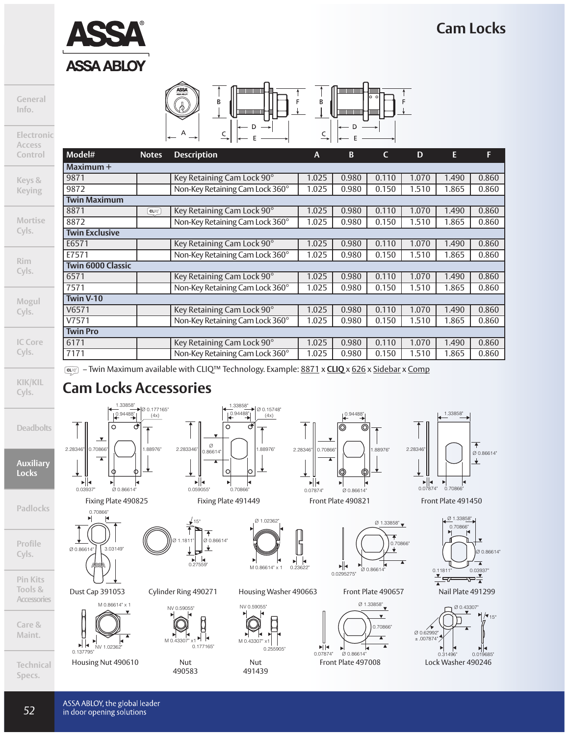# Cam Locks

| Model# | Notes | Description | A | B | C | D | E | F |
|---|---|---|---|---|---|---|---|---|
| **Maximum +** | | | | | | | | |
| 9871 | | Key Retaining Cam Lock 90° | 1.025 | 0.980 | 0.110 | 1.070 | 1.490 | 0.860 |
| 9872 | | Non-Key Retaining Cam Lock 360° | 1.025 | 0.980 | 0.150 | 1.510 | 1.865 | 0.860 |
| **Twin Maximum** | | | | | | | | |
| 8871 | CLIQ | Key Retaining Cam Lock 90° | 1.025 | 0.980 | 0.110 | 1.070 | 1.490 | 0.860 |
| 8872 | | Non-Key Retaining Cam Lock 360° | 1.025 | 0.980 | 0.150 | 1.510 | 1.865 | 0.860 |
| **Twin Exclusive** | | | | | | | | |
| E6571 | | Key Retaining Cam Lock 90° | 1.025 | 0.980 | 0.110 | 1.070 | 1.490 | 0.860 |
| E7571 | | Non-Key Retaining Cam Lock 360° | 1.025 | 0.980 | 0.150 | 1.510 | 1.865 | 0.860 |
| **Twin 6000 Classic** | | | | | | | | |
| 6571 | | Key Retaining Cam Lock 90° | 1.025 | 0.980 | 0.110 | 1.070 | 1.490 | 0.860 |
| 7571 | | Non-Key Retaining Cam Lock 360° | 1.025 | 0.980 | 0.150 | 1.510 | 1.865 | 0.860 |
| **Twin V-10** | | | | | | | | |
| V6571 | | Key Retaining Cam Lock 90° | 1.025 | 0.980 | 0.110 | 1.070 | 1.490 | 0.860 |
| V7571 | | Non-Key Retaining Cam Lock 360° | 1.025 | 0.980 | 0.110 | 1.510 | 1.865 | 0.860 |
| **Twin Pro** | | | | | | | | |
| 6171 | | Key Retaining Cam Lock 90° | 1.025 | 0.980 | 0.110 | 1.070 | 1.490 | 0.860 |
| 7171 | | Non-Key Retaining Cam Lock 360° | 1.025 | 0.980 | 0.150 | 1.510 | 1.865 | 0.860 |

CLIQ – Twin Maximum available with CLIQ™ Technology. Example: 8871 x **CLIQ** x 626 x Sidebar x Comp

## Cam Locks Accessories

- Fixing Plate 490825
- Fixing Plate 491449
- Front Plate 490821
- Front Plate 491450
- Dust Cap 391053
- Cylinder Ring 490271
- Housing Washer 490663
- Front Plate 490657
- Nail Plate 491299
- Housing Nut 490610
- Nut 490583
- Nut 491439
- Front Plate 497008
- Lock Washer 490246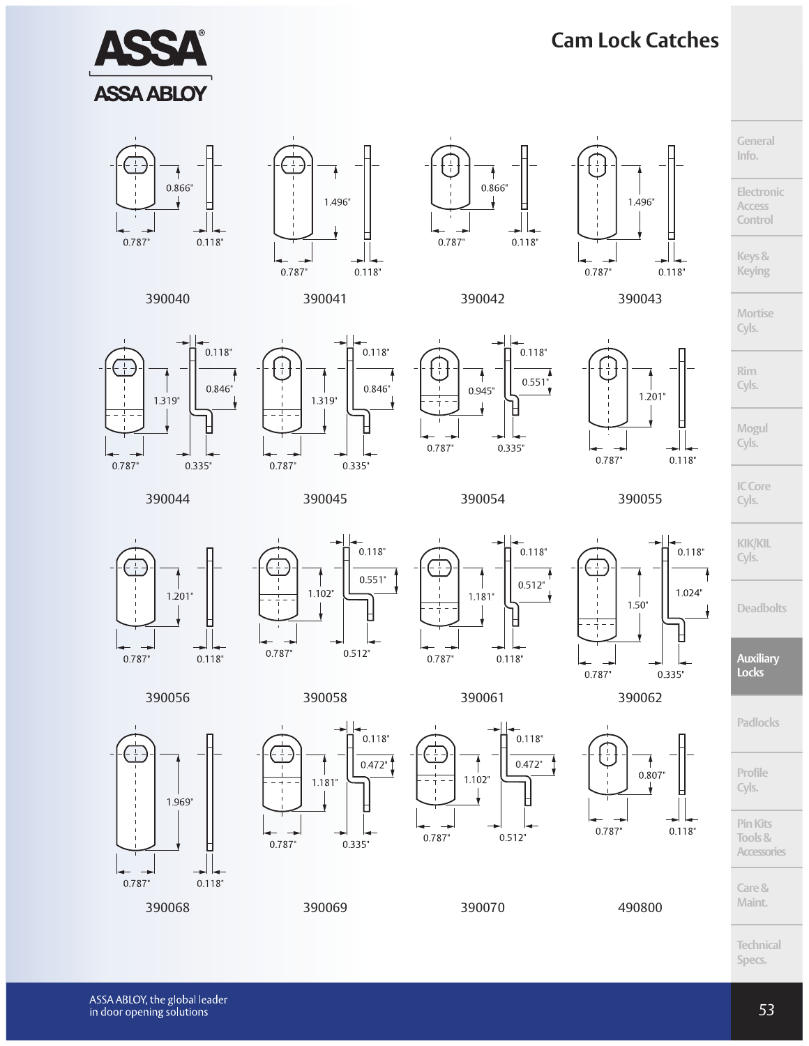# Cam Lock Catches

| Part No. | Dimensions |
| --- | --- |
| 390040 | 0.866", 0.787", 0.118" |
| 390041 | 1.496", 0.787", 0.118" |
| 390042 | 0.866", 0.787", 0.118" |
| 390043 | 1.496", 0.787", 0.118" |
| 390044 | 0.118", 1.319", 0.846", 0.787", 0.335" |
| 390045 | 0.118", 1.319", 0.846", 0.787", 0.335" |
| 390054 | 0.118", 0.945", 0.551", 0.787", 0.335" |
| 390055 | 1.201", 0.787", 0.118" |
| 390056 | 1.201", 0.787", 0.118" |
| 390058 | 0.118", 0.551", 1.102", 0.787", 0.512" |
| 390061 | 0.118", 0.512", 1.181", 0.787", 0.118" |
| 390062 | 0.118", 1.024", 1.50", 0.787", 0.335" |
| 390068 | 1.969", 0.787", 0.118" |
| 390069 | 0.118", 0.472", 1.181", 0.787", 0.335" |
| 390070 | 0.118", 0.472", 1.102", 0.787", 0.512" |
| 490800 | 0.807", 0.787", 0.118" |

ASSA ABLOY, the global leader in door opening solutions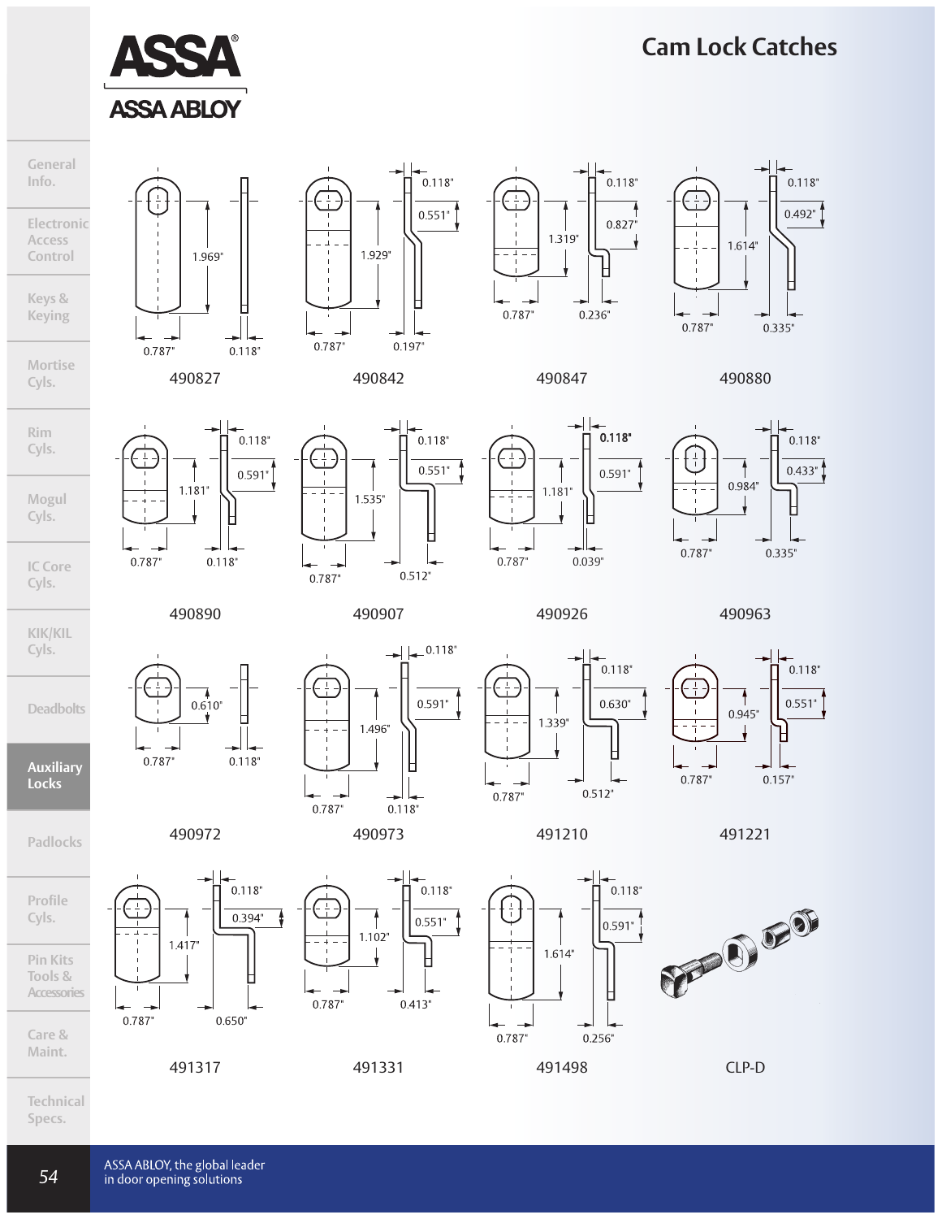# Cam Lock Catches

0.787"
1.969"
0.118"
490827

0.118"
0.551"
1.929"
0.787"
0.197"
490842

0.118"
0.827"
1.319"
0.787"
0.236"
490847

0.118"
0.492"
1.614"
0.787"
0.335"
490880

0.118"
0.591"
1.181"
0.787"
0.118"
490890

0.118"
0.551"
1.535"
0.787"
0.512"
490907

0.118"
0.591"
1.181"
0.787"
0.039"
490926

0.118"
0.433"
0.984"
0.787"
0.335"
490963

0.610"
0.787"
0.118"
490972

0.118"
0.591"
1.496"
0.787"
0.118"
490973

0.118"
0.630"
1.339"
0.787"
0.512"
491210

0.118"
0.551"
0.945"
0.787"
0.157"
491221

0.118"
0.394"
1.417"
0.787"
0.650"
491317

0.118"
0.551"
1.102"
0.787"
0.413"
491331

0.118"
0.591"
1.614"
0.787"
0.256"
491498

CLP-D

ASSA ABLOY, the global leader in door opening solutions